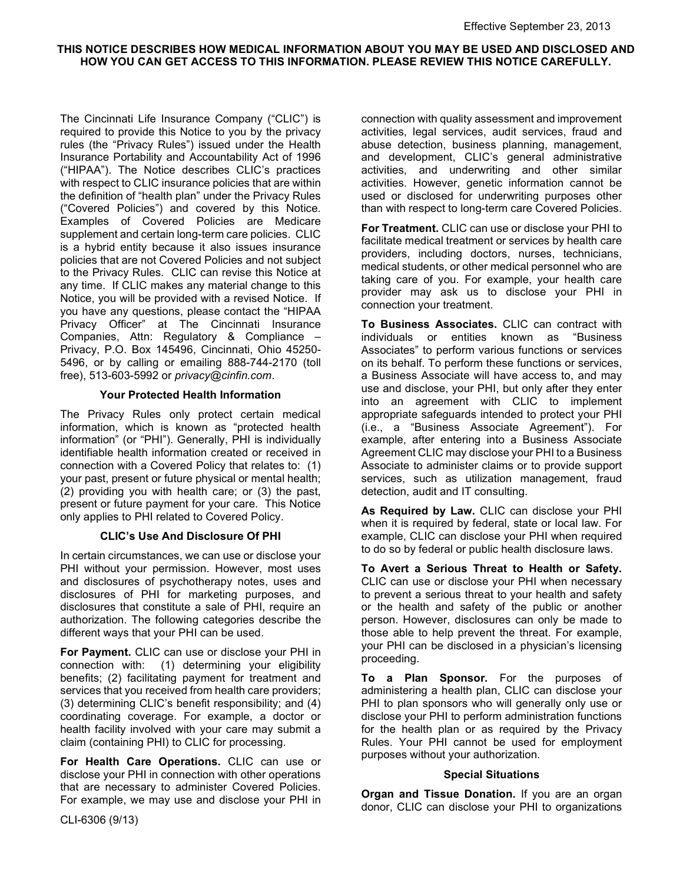Effective September 23, 2013

**THIS NOTICE DESCRIBES HOW MEDICAL INFORMATION ABOUT YOU MAY BE USED AND DISCLOSED AND HOW YOU CAN GET ACCESS TO THIS INFORMATION. PLEASE REVIEW THIS NOTICE CAREFULLY.**

The Cincinnati Life Insurance Company ("CLIC") is required to provide this Notice to you by the privacy rules (the "Privacy Rules") issued under the Health Insurance Portability and Accountability Act of 1996 ("HIPAA"). The Notice describes CLIC's practices with respect to CLIC insurance policies that are within the definition of "health plan" under the Privacy Rules ("Covered Policies") and covered by this Notice. Examples of Covered Policies are Medicare supplement and certain long-term care policies. CLIC is a hybrid entity because it also issues insurance policies that are not Covered Policies and not subject to the Privacy Rules. CLIC can revise this Notice at any time. If CLIC makes any material change to this Notice, you will be provided with a revised Notice. If you have any questions, please contact the "HIPAA Privacy Officer" at The Cincinnati Insurance Companies, Attn: Regulatory & Compliance – Privacy, P.O. Box 145496, Cincinnati, Ohio 45250-5496, or by calling or emailing 888-744-2170 (toll free), 513-603-5992 or *privacy@cinfin.com*.

### Your Protected Health Information

The Privacy Rules only protect certain medical information, which is known as "protected health information" (or "PHI"). Generally, PHI is individually identifiable health information created or received in connection with a Covered Policy that relates to: (1) your past, present or future physical or mental health; (2) providing you with health care; or (3) the past, present or future payment for your care. This Notice only applies to PHI related to Covered Policy.

### CLIC's Use And Disclosure Of PHI

In certain circumstances, we can use or disclose your PHI without your permission. However, most uses and disclosures of psychotherapy notes, uses and disclosures of PHI for marketing purposes, and disclosures that constitute a sale of PHI, require an authorization. The following categories describe the different ways that your PHI can be used.

**For Payment.** CLIC can use or disclose your PHI in connection with: (1) determining your eligibility benefits; (2) facilitating payment for treatment and services that you received from health care providers; (3) determining CLIC's benefit responsibility; and (4) coordinating coverage. For example, a doctor or health facility involved with your care may submit a claim (containing PHI) to CLIC for processing.

**For Health Care Operations.** CLIC can use or disclose your PHI in connection with other operations that are necessary to administer Covered Policies. For example, we may use and disclose your PHI in connection with quality assessment and improvement activities, legal services, audit services, fraud and abuse detection, business planning, management, and development, CLIC's general administrative activities, and underwriting and other similar activities. However, genetic information cannot be used or disclosed for underwriting purposes other than with respect to long-term care Covered Policies.

**For Treatment.** CLIC can use or disclose your PHI to facilitate medical treatment or services by health care providers, including doctors, nurses, technicians, medical students, or other medical personnel who are taking care of you. For example, your health care provider may ask us to disclose your PHI in connection your treatment.

**To Business Associates.** CLIC can contract with individuals or entities known as "Business Associates" to perform various functions or services on its behalf. To perform these functions or services, a Business Associate will have access to, and may use and disclose, your PHI, but only after they enter into an agreement with CLIC to implement appropriate safeguards intended to protect your PHI (i.e., a "Business Associate Agreement"). For example, after entering into a Business Associate Agreement CLIC may disclose your PHI to a Business Associate to administer claims or to provide support services, such as utilization management, fraud detection, audit and IT consulting.

**As Required by Law.** CLIC can disclose your PHI when it is required by federal, state or local law. For example, CLIC can disclose your PHI when required to do so by federal or public health disclosure laws.

**To Avert a Serious Threat to Health or Safety.** CLIC can use or disclose your PHI when necessary to prevent a serious threat to your health and safety or the health and safety of the public or another person. However, disclosures can only be made to those able to help prevent the threat. For example, your PHI can be disclosed in a physician's licensing proceeding.

**To a Plan Sponsor.** For the purposes of administering a health plan, CLIC can disclose your PHI to plan sponsors who will generally only use or disclose your PHI to perform administration functions for the health plan or as required by the Privacy Rules. Your PHI cannot be used for employment purposes without your authorization.

### Special Situations

**Organ and Tissue Donation.** If you are an organ donor, CLIC can disclose your PHI to organizations

CLI-6306 (9/13)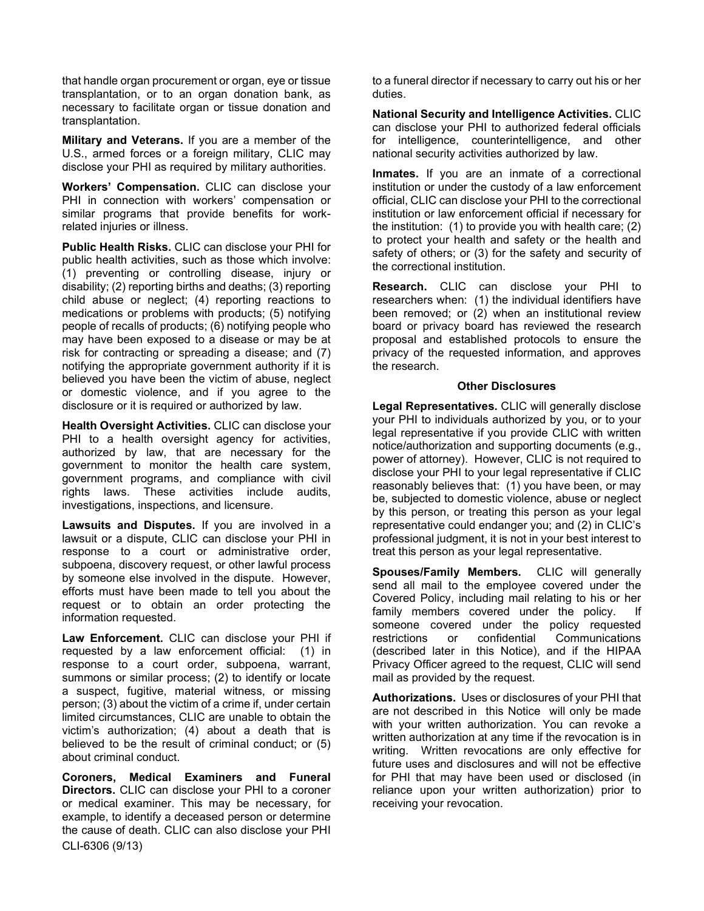that handle organ procurement or organ, eye or tissue transplantation, or to an organ donation bank, as necessary to facilitate organ or tissue donation and transplantation.

**Military and Veterans.** If you are a member of the U.S., armed forces or a foreign military, CLIC may disclose your PHI as required by military authorities.

**Workers' Compensation.** CLIC can disclose your PHI in connection with workers' compensation or similar programs that provide benefits for work-related injuries or illness.

**Public Health Risks.** CLIC can disclose your PHI for public health activities, such as those which involve: (1) preventing or controlling disease, injury or disability; (2) reporting births and deaths; (3) reporting child abuse or neglect; (4) reporting reactions to medications or problems with products; (5) notifying people of recalls of products; (6) notifying people who may have been exposed to a disease or may be at risk for contracting or spreading a disease; and (7) notifying the appropriate government authority if it is believed you have been the victim of abuse, neglect or domestic violence, and if you agree to the disclosure or it is required or authorized by law.

**Health Oversight Activities.** CLIC can disclose your PHI to a health oversight agency for activities, authorized by law, that are necessary for the government to monitor the health care system, government programs, and compliance with civil rights laws. These activities include audits, investigations, inspections, and licensure.

**Lawsuits and Disputes.** If you are involved in a lawsuit or a dispute, CLIC can disclose your PHI in response to a court or administrative order, subpoena, discovery request, or other lawful process by someone else involved in the dispute. However, efforts must have been made to tell you about the request or to obtain an order protecting the information requested.

**Law Enforcement.** CLIC can disclose your PHI if requested by a law enforcement official: (1) in response to a court order, subpoena, warrant, summons or similar process; (2) to identify or locate a suspect, fugitive, material witness, or missing person; (3) about the victim of a crime if, under certain limited circumstances, CLIC are unable to obtain the victim's authorization; (4) about a death that is believed to be the result of criminal conduct; or (5) about criminal conduct.

**Coroners, Medical Examiners and Funeral Directors.** CLIC can disclose your PHI to a coroner or medical examiner. This may be necessary, for example, to identify a deceased person or determine the cause of death. CLIC can also disclose your PHI to a funeral director if necessary to carry out his or her duties.

**National Security and Intelligence Activities.** CLIC can disclose your PHI to authorized federal officials for intelligence, counterintelligence, and other national security activities authorized by law.

**Inmates.** If you are an inmate of a correctional institution or under the custody of a law enforcement official, CLIC can disclose your PHI to the correctional institution or law enforcement official if necessary for the institution: (1) to provide you with health care; (2) to protect your health and safety or the health and safety of others; or (3) for the safety and security of the correctional institution.

**Research.** CLIC can disclose your PHI to researchers when: (1) the individual identifiers have been removed; or (2) when an institutional review board or privacy board has reviewed the research proposal and established protocols to ensure the privacy of the requested information, and approves the research.

### Other Disclosures

**Legal Representatives.** CLIC will generally disclose your PHI to individuals authorized by you, or to your legal representative if you provide CLIC with written notice/authorization and supporting documents (e.g., power of attorney). However, CLIC is not required to disclose your PHI to your legal representative if CLIC reasonably believes that: (1) you have been, or may be, subjected to domestic violence, abuse or neglect by this person, or treating this person as your legal representative could endanger you; and (2) in CLIC's professional judgment, it is not in your best interest to treat this person as your legal representative.

**Spouses/Family Members.** CLIC will generally send all mail to the employee covered under the Covered Policy, including mail relating to his or her family members covered under the policy. If someone covered under the policy requested restrictions or confidential Communications (described later in this Notice), and if the HIPAA Privacy Officer agreed to the request, CLIC will send mail as provided by the request.

**Authorizations.** Uses or disclosures of your PHI that are not described in this Notice will only be made with your written authorization. You can revoke a written authorization at any time if the revocation is in writing. Written revocations are only effective for future uses and disclosures and will not be effective for PHI that may have been used or disclosed (in reliance upon your written authorization) prior to receiving your revocation.

CLI-6306 (9/13)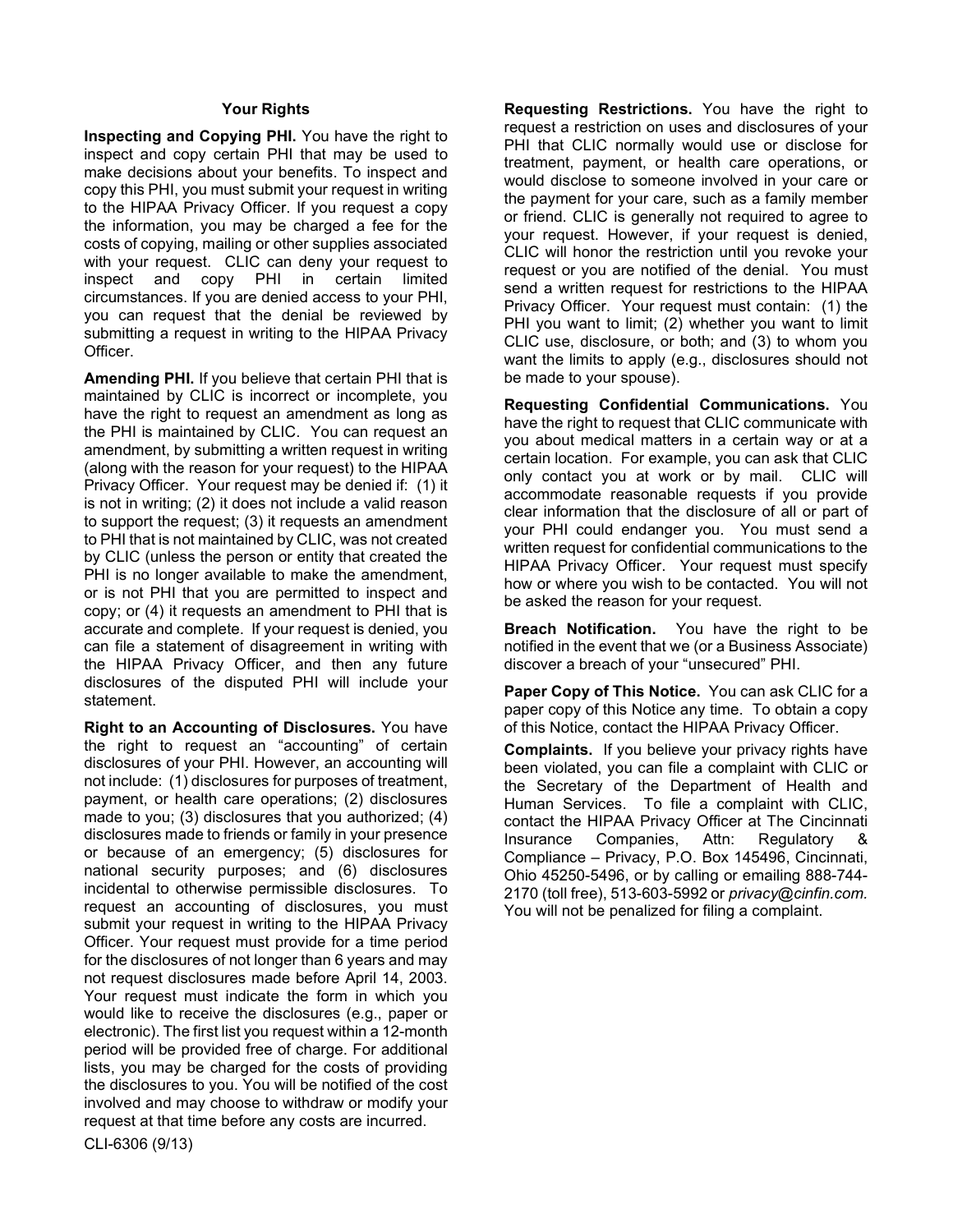## Your Rights

**Inspecting and Copying PHI.** You have the right to inspect and copy certain PHI that may be used to make decisions about your benefits. To inspect and copy this PHI, you must submit your request in writing to the HIPAA Privacy Officer. If you request a copy the information, you may be charged a fee for the costs of copying, mailing or other supplies associated with your request. CLIC can deny your request to inspect and copy PHI in certain limited circumstances. If you are denied access to your PHI, you can request that the denial be reviewed by submitting a request in writing to the HIPAA Privacy Officer.

**Amending PHI.** If you believe that certain PHI that is maintained by CLIC is incorrect or incomplete, you have the right to request an amendment as long as the PHI is maintained by CLIC. You can request an amendment, by submitting a written request in writing (along with the reason for your request) to the HIPAA Privacy Officer. Your request may be denied if: (1) it is not in writing; (2) it does not include a valid reason to support the request; (3) it requests an amendment to PHI that is not maintained by CLIC, was not created by CLIC (unless the person or entity that created the PHI is no longer available to make the amendment, or is not PHI that you are permitted to inspect and copy; or (4) it requests an amendment to PHI that is accurate and complete. If your request is denied, you can file a statement of disagreement in writing with the HIPAA Privacy Officer, and then any future disclosures of the disputed PHI will include your statement.

**Right to an Accounting of Disclosures.** You have the right to request an "accounting" of certain disclosures of your PHI. However, an accounting will not include: (1) disclosures for purposes of treatment, payment, or health care operations; (2) disclosures made to you; (3) disclosures that you authorized; (4) disclosures made to friends or family in your presence or because of an emergency; (5) disclosures for national security purposes; and (6) disclosures incidental to otherwise permissible disclosures. To request an accounting of disclosures, you must submit your request in writing to the HIPAA Privacy Officer. Your request must provide for a time period for the disclosures of not longer than 6 years and may not request disclosures made before April 14, 2003. Your request must indicate the form in which you would like to receive the disclosures (e.g., paper or electronic). The first list you request within a 12-month period will be provided free of charge. For additional lists, you may be charged for the costs of providing the disclosures to you. You will be notified of the cost involved and may choose to withdraw or modify your request at that time before any costs are incurred.

**Requesting Restrictions.** You have the right to request a restriction on uses and disclosures of your PHI that CLIC normally would use or disclose for treatment, payment, or health care operations, or would disclose to someone involved in your care or the payment for your care, such as a family member or friend. CLIC is generally not required to agree to your request. However, if your request is denied, CLIC will honor the restriction until you revoke your request or you are notified of the denial. You must send a written request for restrictions to the HIPAA Privacy Officer. Your request must contain: (1) the PHI you want to limit; (2) whether you want to limit CLIC use, disclosure, or both; and (3) to whom you want the limits to apply (e.g., disclosures should not be made to your spouse).

**Requesting Confidential Communications.** You have the right to request that CLIC communicate with you about medical matters in a certain way or at a certain location. For example, you can ask that CLIC only contact you at work or by mail. CLIC will accommodate reasonable requests if you provide clear information that the disclosure of all or part of your PHI could endanger you. You must send a written request for confidential communications to the HIPAA Privacy Officer. Your request must specify how or where you wish to be contacted. You will not be asked the reason for your request.

**Breach Notification.** You have the right to be notified in the event that we (or a Business Associate) discover a breach of your "unsecured" PHI.

**Paper Copy of This Notice.** You can ask CLIC for a paper copy of this Notice any time. To obtain a copy of this Notice, contact the HIPAA Privacy Officer.

**Complaints.** If you believe your privacy rights have been violated, you can file a complaint with CLIC or the Secretary of the Department of Health and Human Services. To file a complaint with CLIC, contact the HIPAA Privacy Officer at The Cincinnati Insurance Companies, Attn: Regulatory & Compliance – Privacy, P.O. Box 145496, Cincinnati, Ohio 45250-5496, or by calling or emailing 888-744-2170 (toll free), 513-603-5992 or *privacy@cinfin.com.* You will not be penalized for filing a complaint.

CLI-6306 (9/13)